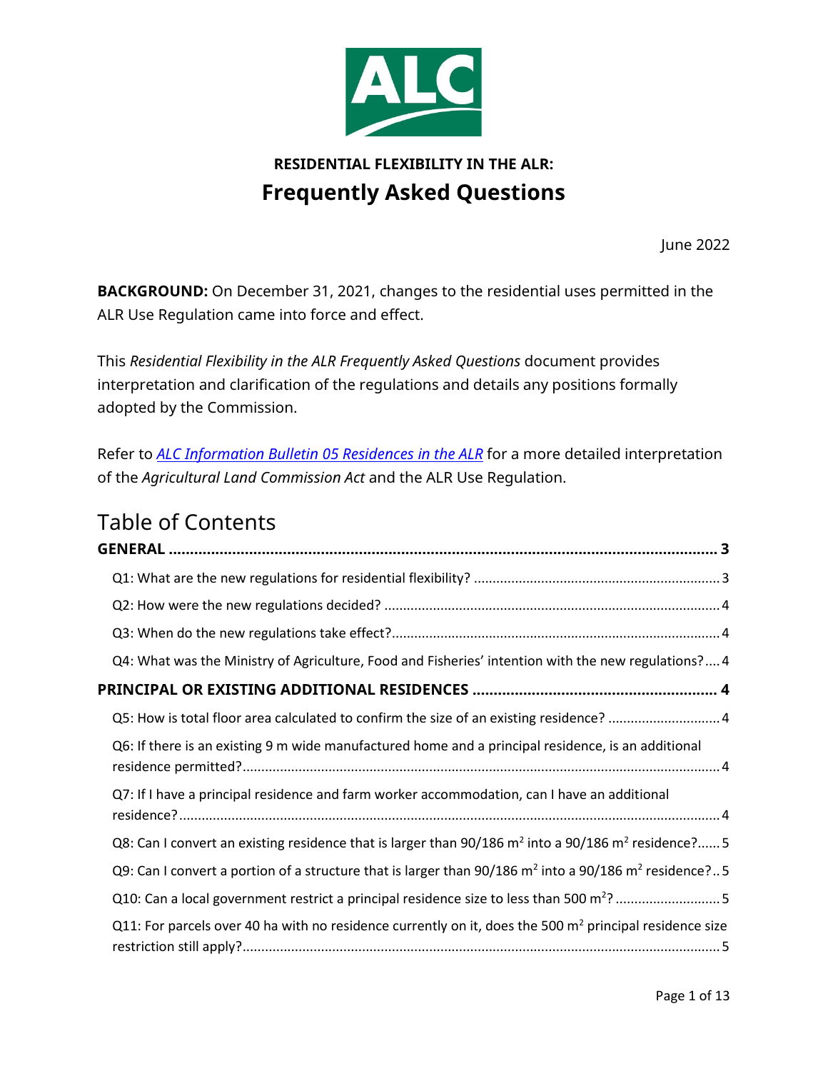# RESIDENTIAL FLEXIBILITY IN THE ALR:
## Frequently Asked Questions

June 2022

**BACKGROUND:** On December 31, 2021, changes to the residential uses permitted in the ALR Use Regulation came into force and effect.

This *Residential Flexibility in the ALR Frequently Asked Questions* document provides interpretation and clarification of the regulations and details any positions formally adopted by the Commission.

Refer to *ALC Information Bulletin 05 Residences in the ALR* for a more detailed interpretation of the *Agricultural Land Commission Act* and the ALR Use Regulation.

## Table of Contents

**GENERAL** ..... 3

- Q1: What are the new regulations for residential flexibility? ..... 3
- Q2: How were the new regulations decided? ..... 4
- Q3: When do the new regulations take effect? ..... 4
- Q4: What was the Ministry of Agriculture, Food and Fisheries' intention with the new regulations? ..... 4

**PRINCIPAL OR EXISTING ADDITIONAL RESIDENCES** ..... 4

- Q5: How is total floor area calculated to confirm the size of an existing residence? ..... 4
- Q6: If there is an existing 9 m wide manufactured home and a principal residence, is an additional residence permitted? ..... 4
- Q7: If I have a principal residence and farm worker accommodation, can I have an additional residence? ..... 4
- Q8: Can I convert an existing residence that is larger than 90/186 $m^2$ into a 90/186 $m^2$ residence? ..... 5
- Q9: Can I convert a portion of a structure that is larger than 90/186 $m^2$ into a 90/186 $m^2$ residence? ..... 5
- Q10: Can a local government restrict a principal residence size to less than 500 $m^2$? ..... 5
- Q11: For parcels over 40 ha with no residence currently on it, does the 500 $m^2$ principal residence size restriction still apply? ..... 5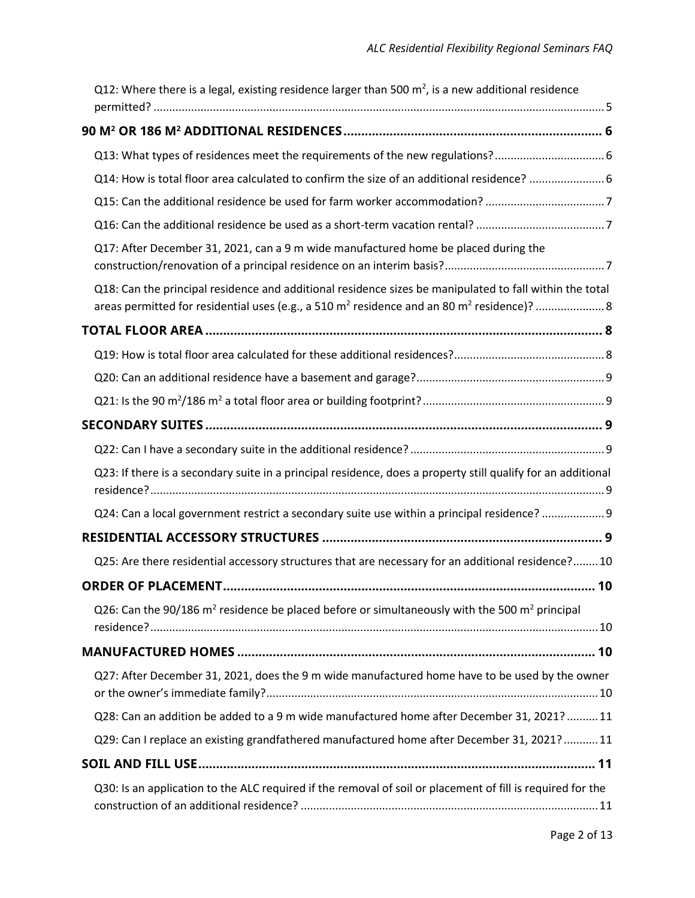Q12: Where there is a legal, existing residence larger than 500 $m^2$, is a new additional residence permitted? ..... 5

**90 $M^2$ OR 186 $M^2$ ADDITIONAL RESIDENCES** ..... 6

Q13: What types of residences meet the requirements of the new regulations? ..... 6

Q14: How is total floor area calculated to confirm the size of an additional residence? ..... 6

Q15: Can the additional residence be used for farm worker accommodation? ..... 7

Q16: Can the additional residence be used as a short-term vacation rental? ..... 7

Q17: After December 31, 2021, can a 9 m wide manufactured home be placed during the construction/renovation of a principal residence on an interim basis? ..... 7

Q18: Can the principal residence and additional residence sizes be manipulated to fall within the total areas permitted for residential uses (e.g., a 510 $m^2$ residence and an 80 $m^2$ residence)? ..... 8

**TOTAL FLOOR AREA** ..... 8

Q19: How is total floor area calculated for these additional residences? ..... 8

Q20: Can an additional residence have a basement and garage? ..... 9

Q21: Is the 90 $m^2$/186 $m^2$ a total floor area or building footprint? ..... 9

**SECONDARY SUITES** ..... 9

Q22: Can I have a secondary suite in the additional residence? ..... 9

Q23: If there is a secondary suite in a principal residence, does a property still qualify for an additional residence? ..... 9

Q24: Can a local government restrict a secondary suite use within a principal residence? ..... 9

**RESIDENTIAL ACCESSORY STRUCTURES** ..... 9

Q25: Are there residential accessory structures that are necessary for an additional residence? ..... 10

**ORDER OF PLACEMENT** ..... 10

Q26: Can the 90/186 $m^2$ residence be placed before or simultaneously with the 500 $m^2$ principal residence? ..... 10

**MANUFACTURED HOMES** ..... 10

Q27: After December 31, 2021, does the 9 m wide manufactured home have to be used by the owner or the owner's immediate family? ..... 10

Q28: Can an addition be added to a 9 m wide manufactured home after December 31, 2021? ..... 11

Q29: Can I replace an existing grandfathered manufactured home after December 31, 2021? ..... 11

**SOIL AND FILL USE** ..... 11

Q30: Is an application to the ALC required if the removal of soil or placement of fill is required for the construction of an additional residence? ..... 11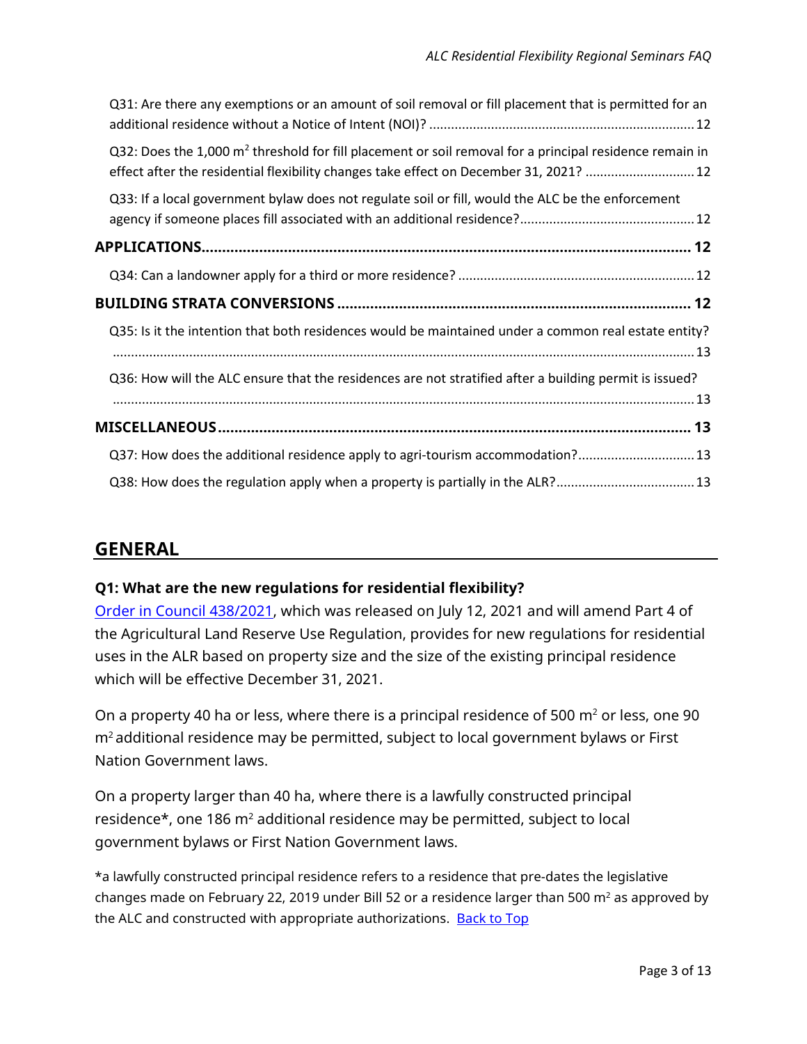Q31: Are there any exemptions or an amount of soil removal or fill placement that is permitted for an additional residence without a Notice of Intent (NOI)? ........................................................................ 12

Q32: Does the 1,000 m$^2$ threshold for fill placement or soil removal for a principal residence remain in effect after the residential flexibility changes take effect on December 31, 2021? .............................. 12

Q33: If a local government bylaw does not regulate soil or fill, would the ALC be the enforcement agency if someone places fill associated with an additional residence?............................................... 12

**APPLICATIONS....................................................................................................................... 12**

Q34: Can a landowner apply for a third or more residence? ................................................................. 12

**BUILDING STRATA CONVERSIONS ..................................................................................... 12**

Q35: Is it the intention that both residences would be maintained under a common real estate entity? ............................................................................................................................................................ 13

Q36: How will the ALC ensure that the residences are not stratified after a building permit is issued? ............................................................................................................................................................ 13

**MISCELLANEOUS................................................................................................................... 13**

Q37: How does the additional residence apply to agri-tourism accommodation?................................ 13

Q38: How does the regulation apply when a property is partially in the ALR?...................................... 13

## GENERAL

### Q1: What are the new regulations for residential flexibility?

[Order in Council 438/2021](), which was released on July 12, 2021 and will amend Part 4 of the Agricultural Land Reserve Use Regulation, provides for new regulations for residential uses in the ALR based on property size and the size of the existing principal residence which will be effective December 31, 2021.

On a property 40 ha or less, where there is a principal residence of 500 m$^2$ or less, one 90 m$^2$ additional residence may be permitted, subject to local government bylaws or First Nation Government laws.

On a property larger than 40 ha, where there is a lawfully constructed principal residence*, one 186 m$^2$ additional residence may be permitted, subject to local government bylaws or First Nation Government laws.

*a lawfully constructed principal residence refers to a residence that pre-dates the legislative changes made on February 22, 2019 under Bill 52 or a residence larger than 500 m$^2$ as approved by the ALC and constructed with appropriate authorizations. Back to Top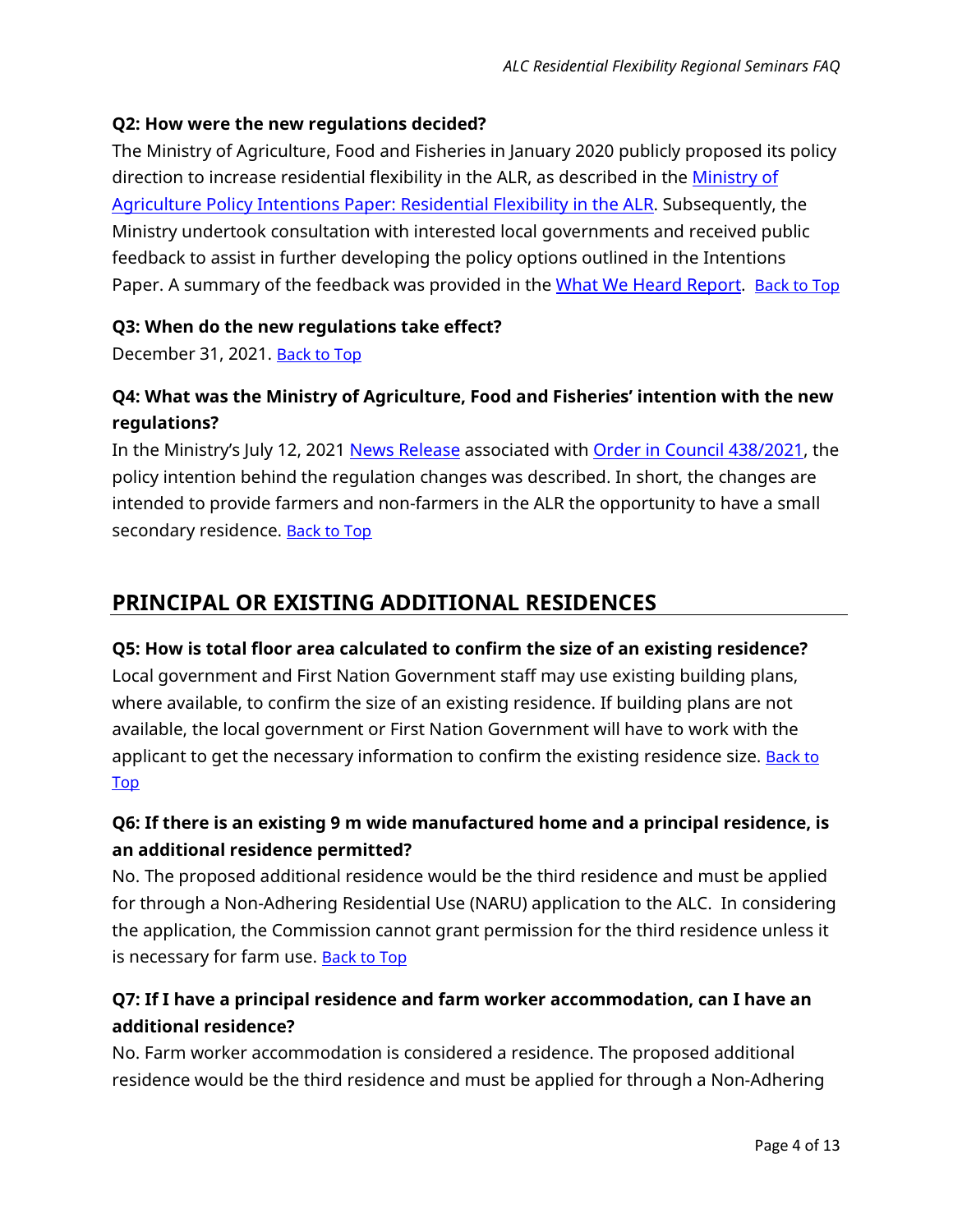**Q2: How were the new regulations decided?**

The Ministry of Agriculture, Food and Fisheries in January 2020 publicly proposed its policy direction to increase residential flexibility in the ALR, as described in the [Ministry of Agriculture Policy Intentions Paper: Residential Flexibility in the ALR](). Subsequently, the Ministry undertook consultation with interested local governments and received public feedback to assist in further developing the policy options outlined in the Intentions Paper. A summary of the feedback was provided in the [What We Heard Report](). [Back to Top]()

**Q3: When do the new regulations take effect?**

December 31, 2021. [Back to Top]()

**Q4: What was the Ministry of Agriculture, Food and Fisheries' intention with the new regulations?**

In the Ministry's July 12, 2021 [News Release]() associated with [Order in Council 438/2021](), the policy intention behind the regulation changes was described. In short, the changes are intended to provide farmers and non-farmers in the ALR the opportunity to have a small secondary residence. [Back to Top]()

## PRINCIPAL OR EXISTING ADDITIONAL RESIDENCES

**Q5: How is total floor area calculated to confirm the size of an existing residence?**

Local government and First Nation Government staff may use existing building plans, where available, to confirm the size of an existing residence. If building plans are not available, the local government or First Nation Government will have to work with the applicant to get the necessary information to confirm the existing residence size. [Back to Top]()

**Q6: If there is an existing 9 m wide manufactured home and a principal residence, is an additional residence permitted?**

No. The proposed additional residence would be the third residence and must be applied for through a Non-Adhering Residential Use (NARU) application to the ALC. In considering the application, the Commission cannot grant permission for the third residence unless it is necessary for farm use. [Back to Top]()

**Q7: If I have a principal residence and farm worker accommodation, can I have an additional residence?**

No. Farm worker accommodation is considered a residence. The proposed additional residence would be the third residence and must be applied for through a Non-Adhering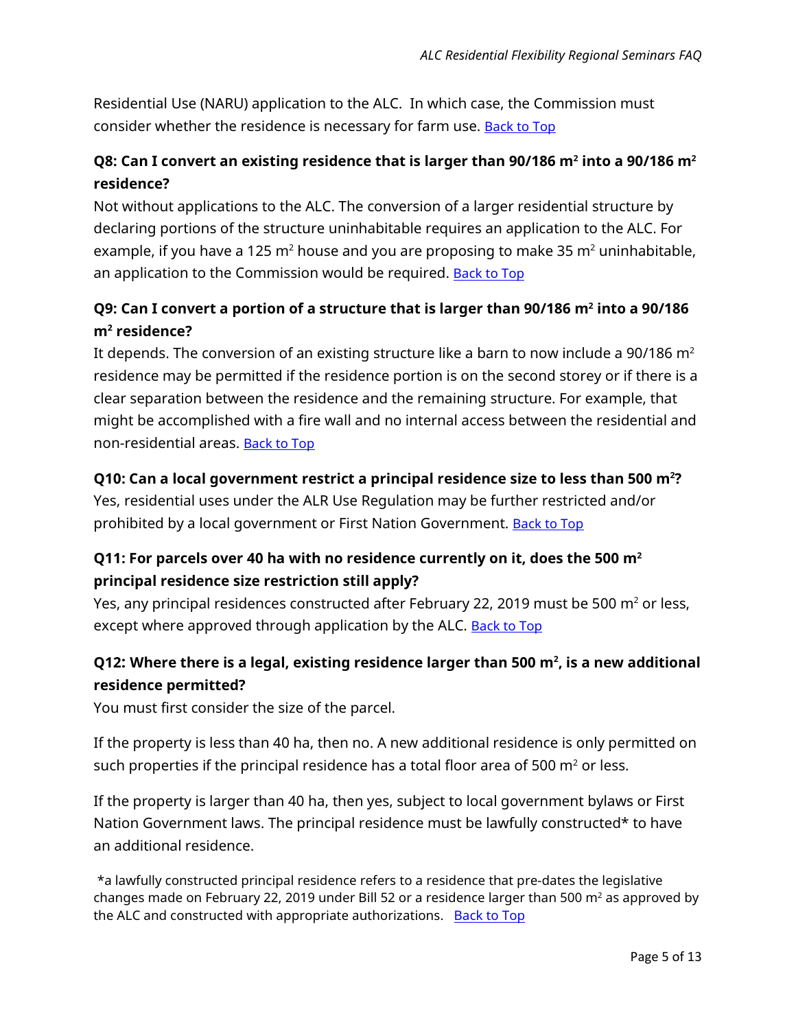Residential Use (NARU) application to the ALC. In which case, the Commission must consider whether the residence is necessary for farm use. [Back to Top]

### Q8: Can I convert an existing residence that is larger than 90/186 $m^2$ into a 90/186 $m^2$ residence?

Not without applications to the ALC. The conversion of a larger residential structure by declaring portions of the structure uninhabitable requires an application to the ALC. For example, if you have a 125 $m^2$ house and you are proposing to make 35 $m^2$ uninhabitable, an application to the Commission would be required. [Back to Top]

### Q9: Can I convert a portion of a structure that is larger than 90/186 $m^2$ into a 90/186 $m^2$ residence?

It depends. The conversion of an existing structure like a barn to now include a 90/186 $m^2$ residence may be permitted if the residence portion is on the second storey or if there is a clear separation between the residence and the remaining structure. For example, that might be accomplished with a fire wall and no internal access between the residential and non-residential areas. [Back to Top]

### Q10: Can a local government restrict a principal residence size to less than 500 $m^2$?

Yes, residential uses under the ALR Use Regulation may be further restricted and/or prohibited by a local government or First Nation Government. [Back to Top]

### Q11: For parcels over 40 ha with no residence currently on it, does the 500 $m^2$ principal residence size restriction still apply?

Yes, any principal residences constructed after February 22, 2019 must be 500 $m^2$ or less, except where approved through application by the ALC. [Back to Top]

### Q12: Where there is a legal, existing residence larger than 500 $m^2$, is a new additional residence permitted?

You must first consider the size of the parcel.

If the property is less than 40 ha, then no. A new additional residence is only permitted on such properties if the principal residence has a total floor area of 500 $m^2$ or less.

If the property is larger than 40 ha, then yes, subject to local government bylaws or First Nation Government laws. The principal residence must be lawfully constructed* to have an additional residence.

*a lawfully constructed principal residence refers to a residence that pre-dates the legislative changes made on February 22, 2019 under Bill 52 or a residence larger than 500 $m^2$ as approved by the ALC and constructed with appropriate authorizations. [Back to Top]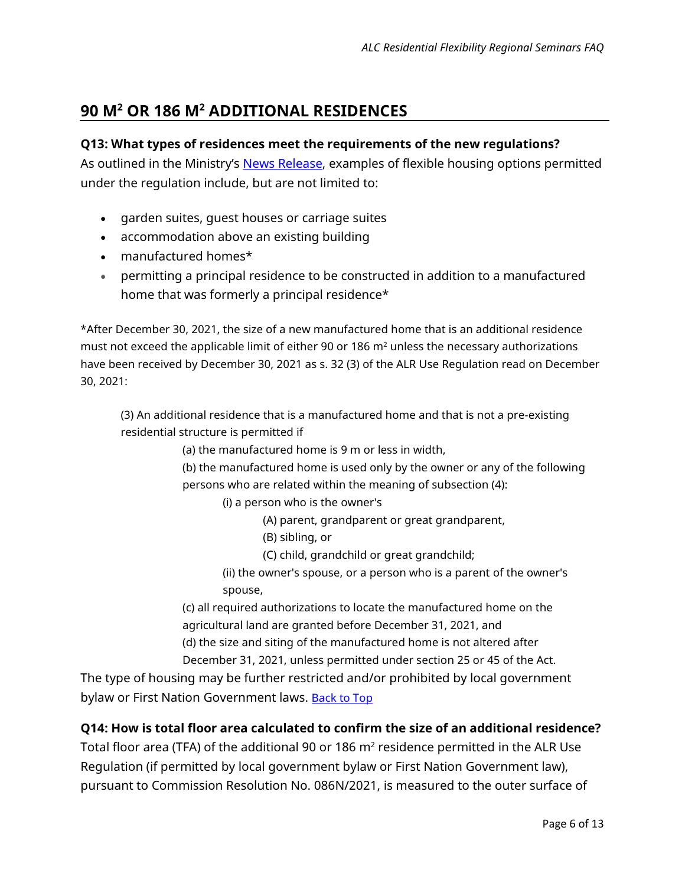## 90 M$^2$ OR 186 M$^2$ ADDITIONAL RESIDENCES

**Q13: What types of residences meet the requirements of the new regulations?**

As outlined in the Ministry's News Release, examples of flexible housing options permitted under the regulation include, but are not limited to:

- garden suites, guest houses or carriage suites
- accommodation above an existing building
- manufactured homes*
- permitting a principal residence to be constructed in addition to a manufactured home that was formerly a principal residence*

*After December 30, 2021, the size of a new manufactured home that is an additional residence must not exceed the applicable limit of either 90 or 186 m$^2$ unless the necessary authorizations have been received by December 30, 2021 as s. 32 (3) of the ALR Use Regulation read on December 30, 2021:

> (3) An additional residence that is a manufactured home and that is not a pre-existing residential structure is permitted if
>
> (a) the manufactured home is 9 m or less in width,
>
> (b) the manufactured home is used only by the owner or any of the following persons who are related within the meaning of subsection (4):
>
> (i) a person who is the owner's
>
> (A) parent, grandparent or great grandparent,
>
> (B) sibling, or
>
> (C) child, grandchild or great grandchild;
>
> (ii) the owner's spouse, or a person who is a parent of the owner's spouse,
>
> (c) all required authorizations to locate the manufactured home on the agricultural land are granted before December 31, 2021, and
>
> (d) the size and siting of the manufactured home is not altered after December 31, 2021, unless permitted under section 25 or 45 of the Act.

The type of housing may be further restricted and/or prohibited by local government bylaw or First Nation Government laws. Back to Top

**Q14: How is total floor area calculated to confirm the size of an additional residence?**

Total floor area (TFA) of the additional 90 or 186 m$^2$ residence permitted in the ALR Use Regulation (if permitted by local government bylaw or First Nation Government law), pursuant to Commission Resolution No. 086N/2021, is measured to the outer surface of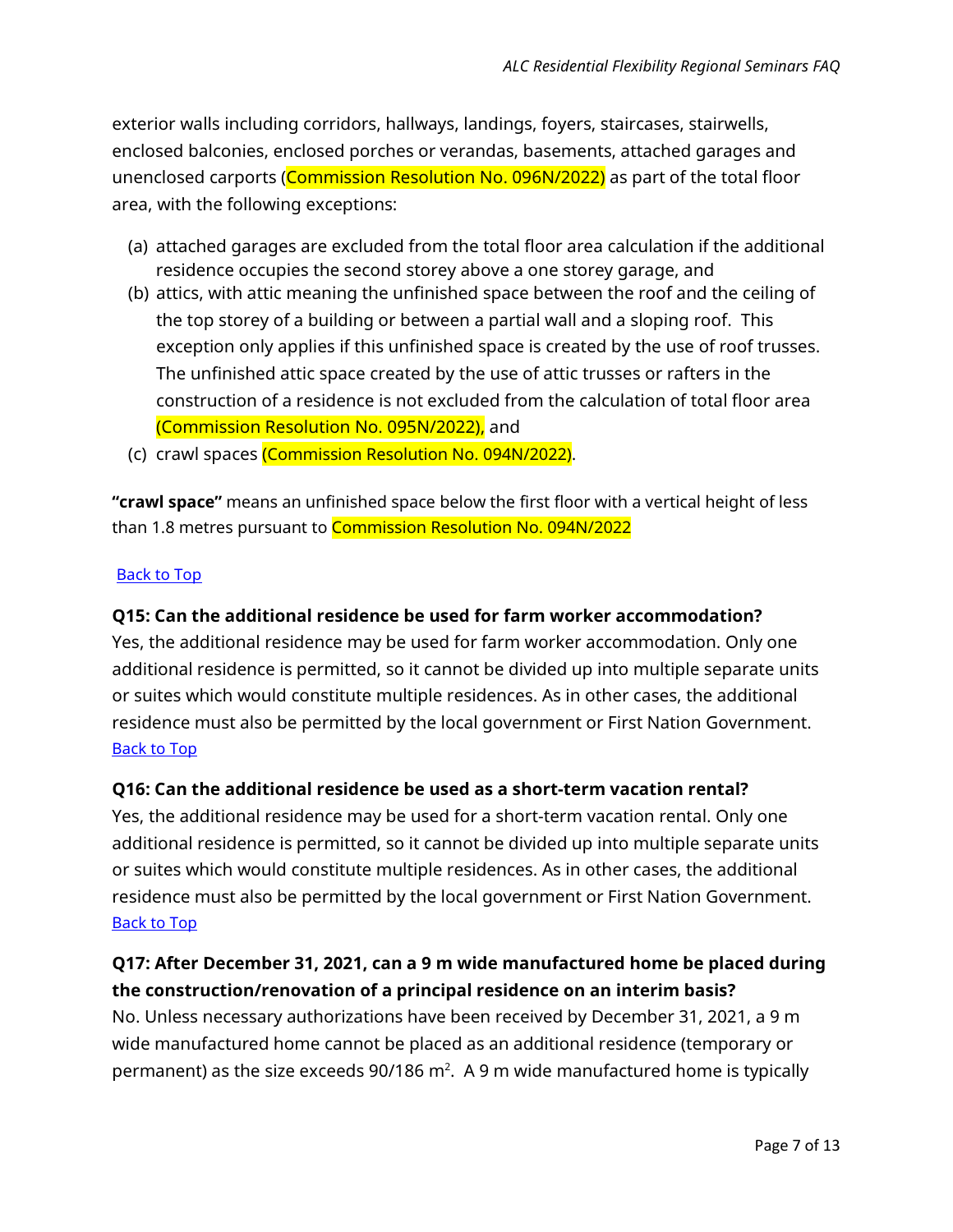exterior walls including corridors, hallways, landings, foyers, staircases, stairwells, enclosed balconies, enclosed porches or verandas, basements, attached garages and unenclosed carports (Commission Resolution No. 096N/2022) as part of the total floor area, with the following exceptions:

(a) attached garages are excluded from the total floor area calculation if the additional residence occupies the second storey above a one storey garage, and
(b) attics, with attic meaning the unfinished space between the roof and the ceiling of the top storey of a building or between a partial wall and a sloping roof. This exception only applies if this unfinished space is created by the use of roof trusses. The unfinished attic space created by the use of attic trusses or rafters in the construction of a residence is not excluded from the calculation of total floor area (Commission Resolution No. 095N/2022), and
(c) crawl spaces (Commission Resolution No. 094N/2022).

**"crawl space"** means an unfinished space below the first floor with a vertical height of less than 1.8 metres pursuant to Commission Resolution No. 094N/2022

Back to Top

**Q15: Can the additional residence be used for farm worker accommodation?**
Yes, the additional residence may be used for farm worker accommodation. Only one additional residence is permitted, so it cannot be divided up into multiple separate units or suites which would constitute multiple residences. As in other cases, the additional residence must also be permitted by the local government or First Nation Government.
Back to Top

**Q16: Can the additional residence be used as a short-term vacation rental?**
Yes, the additional residence may be used for a short-term vacation rental. Only one additional residence is permitted, so it cannot be divided up into multiple separate units or suites which would constitute multiple residences. As in other cases, the additional residence must also be permitted by the local government or First Nation Government.
Back to Top

**Q17: After December 31, 2021, can a 9 m wide manufactured home be placed during the construction/renovation of a principal residence on an interim basis?**
No. Unless necessary authorizations have been received by December 31, 2021, a 9 m wide manufactured home cannot be placed as an additional residence (temporary or permanent) as the size exceeds 90/186 $m^2$. A 9 m wide manufactured home is typically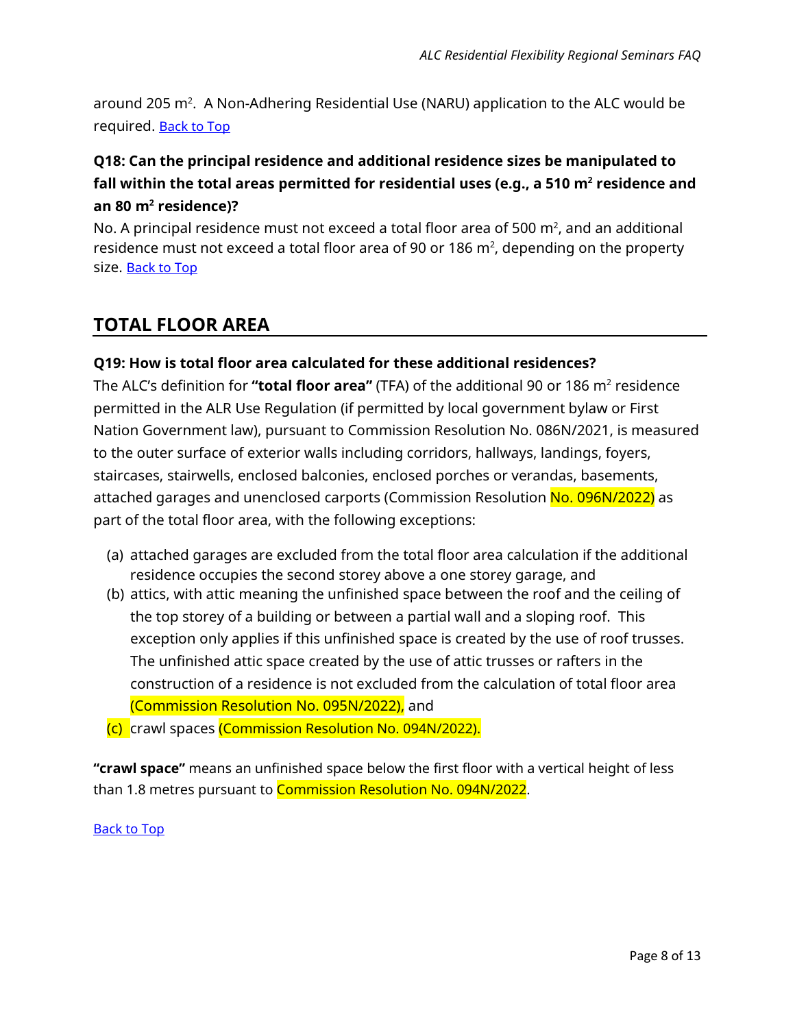around 205 $m^2$. A Non-Adhering Residential Use (NARU) application to the ALC would be required. Back to Top

### Q18: Can the principal residence and additional residence sizes be manipulated to fall within the total areas permitted for residential uses (e.g., a 510 $m^2$ residence and an 80 $m^2$ residence)?

No. A principal residence must not exceed a total floor area of 500 $m^2$, and an additional residence must not exceed a total floor area of 90 or 186 $m^2$, depending on the property size. Back to Top

## TOTAL FLOOR AREA

### Q19: How is total floor area calculated for these additional residences?

The ALC's definition for **"total floor area"** (TFA) of the additional 90 or 186 $m^2$ residence permitted in the ALR Use Regulation (if permitted by local government bylaw or First Nation Government law), pursuant to Commission Resolution No. 086N/2021, is measured to the outer surface of exterior walls including corridors, hallways, landings, foyers, staircases, stairwells, enclosed balconies, enclosed porches or verandas, basements, attached garages and unenclosed carports (Commission Resolution No. 096N/2022) as part of the total floor area, with the following exceptions:

(a) attached garages are excluded from the total floor area calculation if the additional residence occupies the second storey above a one storey garage, and

(b) attics, with attic meaning the unfinished space between the roof and the ceiling of the top storey of a building or between a partial wall and a sloping roof. This exception only applies if this unfinished space is created by the use of roof trusses. The unfinished attic space created by the use of attic trusses or rafters in the construction of a residence is not excluded from the calculation of total floor area (Commission Resolution No. 095N/2022), and

(c) crawl spaces (Commission Resolution No. 094N/2022).

**"crawl space"** means an unfinished space below the first floor with a vertical height of less than 1.8 metres pursuant to Commission Resolution No. 094N/2022.

Back to Top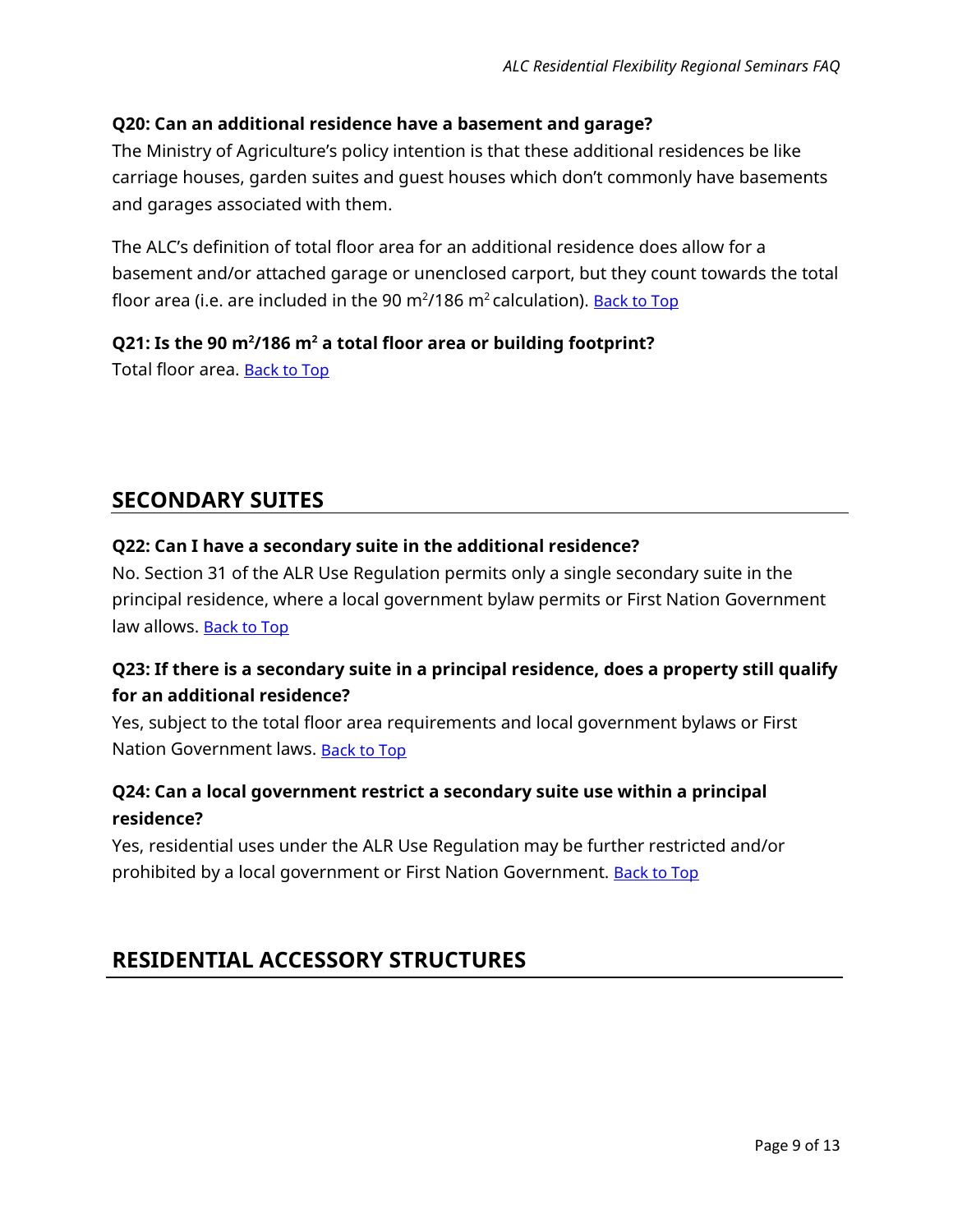**Q20: Can an additional residence have a basement and garage?**

The Ministry of Agriculture's policy intention is that these additional residences be like carriage houses, garden suites and guest houses which don't commonly have basements and garages associated with them.

The ALC's definition of total floor area for an additional residence does allow for a basement and/or attached garage or unenclosed carport, but they count towards the total floor area (i.e. are included in the 90 $m^2$/186 $m^2$ calculation). Back to Top

**Q21: Is the 90 $m^2$/186 $m^2$ a total floor area or building footprint?**

Total floor area. Back to Top

## SECONDARY SUITES

**Q22: Can I have a secondary suite in the additional residence?**

No. Section 31 of the ALR Use Regulation permits only a single secondary suite in the principal residence, where a local government bylaw permits or First Nation Government law allows. Back to Top

**Q23: If there is a secondary suite in a principal residence, does a property still qualify for an additional residence?**

Yes, subject to the total floor area requirements and local government bylaws or First Nation Government laws. Back to Top

**Q24: Can a local government restrict a secondary suite use within a principal residence?**

Yes, residential uses under the ALR Use Regulation may be further restricted and/or prohibited by a local government or First Nation Government. Back to Top

## RESIDENTIAL ACCESSORY STRUCTURES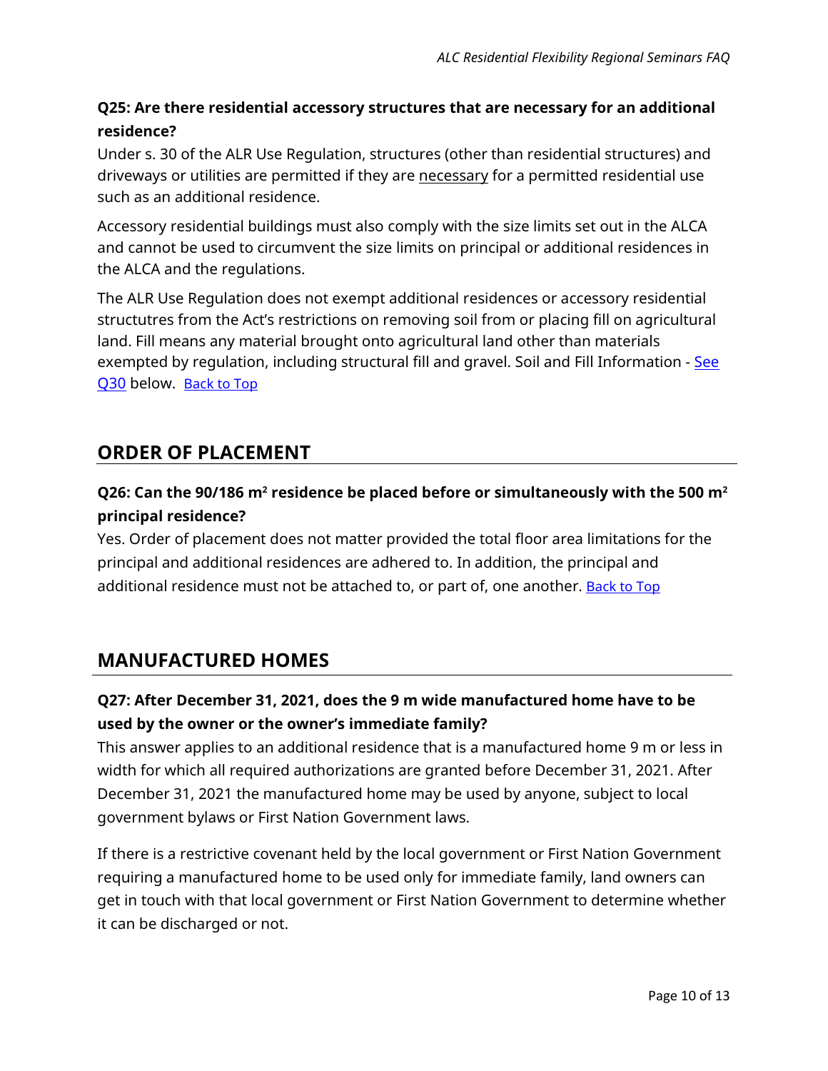**Q25: Are there residential accessory structures that are necessary for an additional residence?**

Under s. 30 of the ALR Use Regulation, structures (other than residential structures) and driveways or utilities are permitted if they are necessary for a permitted residential use such as an additional residence.

Accessory residential buildings must also comply with the size limits set out in the ALCA and cannot be used to circumvent the size limits on principal or additional residences in the ALCA and the regulations.

The ALR Use Regulation does not exempt additional residences or accessory residential structutres from the Act's restrictions on removing soil from or placing fill on agricultural land. Fill means any material brought onto agricultural land other than materials exempted by regulation, including structural fill and gravel. Soil and Fill Information - See Q30 below. Back to Top

## ORDER OF PLACEMENT

**Q26: Can the 90/186 m² residence be placed before or simultaneously with the 500 m² principal residence?**

Yes. Order of placement does not matter provided the total floor area limitations for the principal and additional residences are adhered to. In addition, the principal and additional residence must not be attached to, or part of, one another. Back to Top

## MANUFACTURED HOMES

**Q27: After December 31, 2021, does the 9 m wide manufactured home have to be used by the owner or the owner's immediate family?**

This answer applies to an additional residence that is a manufactured home 9 m or less in width for which all required authorizations are granted before December 31, 2021. After December 31, 2021 the manufactured home may be used by anyone, subject to local government bylaws or First Nation Government laws.

If there is a restrictive covenant held by the local government or First Nation Government requiring a manufactured home to be used only for immediate family, land owners can get in touch with that local government or First Nation Government to determine whether it can be discharged or not.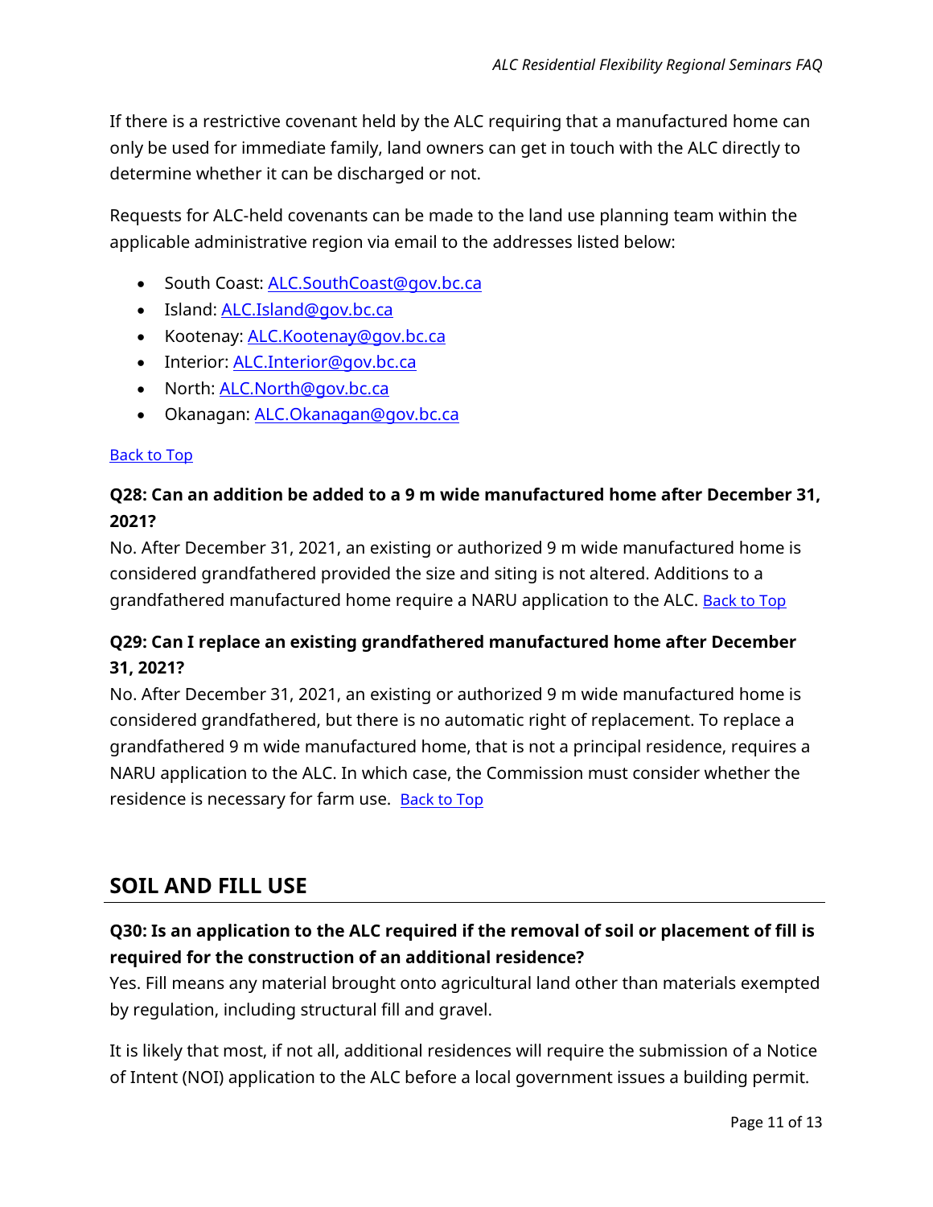If there is a restrictive covenant held by the ALC requiring that a manufactured home can only be used for immediate family, land owners can get in touch with the ALC directly to determine whether it can be discharged or not.

Requests for ALC-held covenants can be made to the land use planning team within the applicable administrative region via email to the addresses listed below:

- South Coast: ALC.SouthCoast@gov.bc.ca
- Island: ALC.Island@gov.bc.ca
- Kootenay: ALC.Kootenay@gov.bc.ca
- Interior: ALC.Interior@gov.bc.ca
- North: ALC.North@gov.bc.ca
- Okanagan: ALC.Okanagan@gov.bc.ca

Back to Top

**Q28: Can an addition be added to a 9 m wide manufactured home after December 31, 2021?**

No. After December 31, 2021, an existing or authorized 9 m wide manufactured home is considered grandfathered provided the size and siting is not altered. Additions to a grandfathered manufactured home require a NARU application to the ALC. Back to Top

**Q29: Can I replace an existing grandfathered manufactured home after December 31, 2021?**

No. After December 31, 2021, an existing or authorized 9 m wide manufactured home is considered grandfathered, but there is no automatic right of replacement. To replace a grandfathered 9 m wide manufactured home, that is not a principal residence, requires a NARU application to the ALC. In which case, the Commission must consider whether the residence is necessary for farm use. Back to Top

## SOIL AND FILL USE

**Q30: Is an application to the ALC required if the removal of soil or placement of fill is required for the construction of an additional residence?**

Yes. Fill means any material brought onto agricultural land other than materials exempted by regulation, including structural fill and gravel.

It is likely that most, if not all, additional residences will require the submission of a Notice of Intent (NOI) application to the ALC before a local government issues a building permit.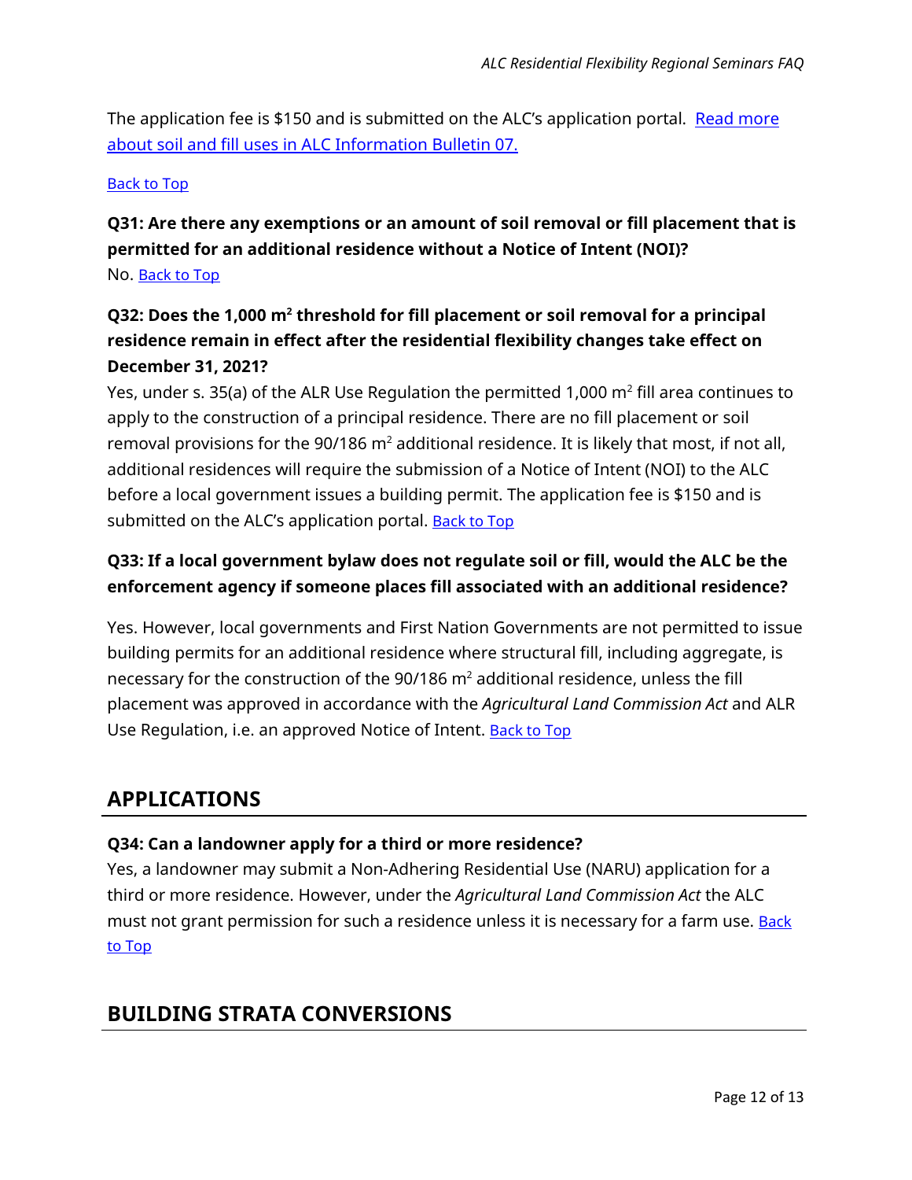The application fee is $150 and is submitted on the ALC's application portal. [Read more about soil and fill uses in ALC Information Bulletin 07.]

[Back to Top]

**Q31: Are there any exemptions or an amount of soil removal or fill placement that is permitted for an additional residence without a Notice of Intent (NOI)?**

No. [Back to Top]

**Q32: Does the 1,000 $m^2$ threshold for fill placement or soil removal for a principal residence remain in effect after the residential flexibility changes take effect on December 31, 2021?**

Yes, under s. 35(a) of the ALR Use Regulation the permitted 1,000 $m^2$ fill area continues to apply to the construction of a principal residence. There are no fill placement or soil removal provisions for the 90/186 $m^2$ additional residence. It is likely that most, if not all, additional residences will require the submission of a Notice of Intent (NOI) to the ALC before a local government issues a building permit. The application fee is $150 and is submitted on the ALC's application portal. [Back to Top]

**Q33: If a local government bylaw does not regulate soil or fill, would the ALC be the enforcement agency if someone places fill associated with an additional residence?**

Yes. However, local governments and First Nation Governments are not permitted to issue building permits for an additional residence where structural fill, including aggregate, is necessary for the construction of the 90/186 $m^2$ additional residence, unless the fill placement was approved in accordance with the *Agricultural Land Commission Act* and ALR Use Regulation, i.e. an approved Notice of Intent. [Back to Top]

## APPLICATIONS

**Q34: Can a landowner apply for a third or more residence?**

Yes, a landowner may submit a Non-Adhering Residential Use (NARU) application for a third or more residence. However, under the *Agricultural Land Commission Act* the ALC must not grant permission for such a residence unless it is necessary for a farm use. [Back to Top]

## BUILDING STRATA CONVERSIONS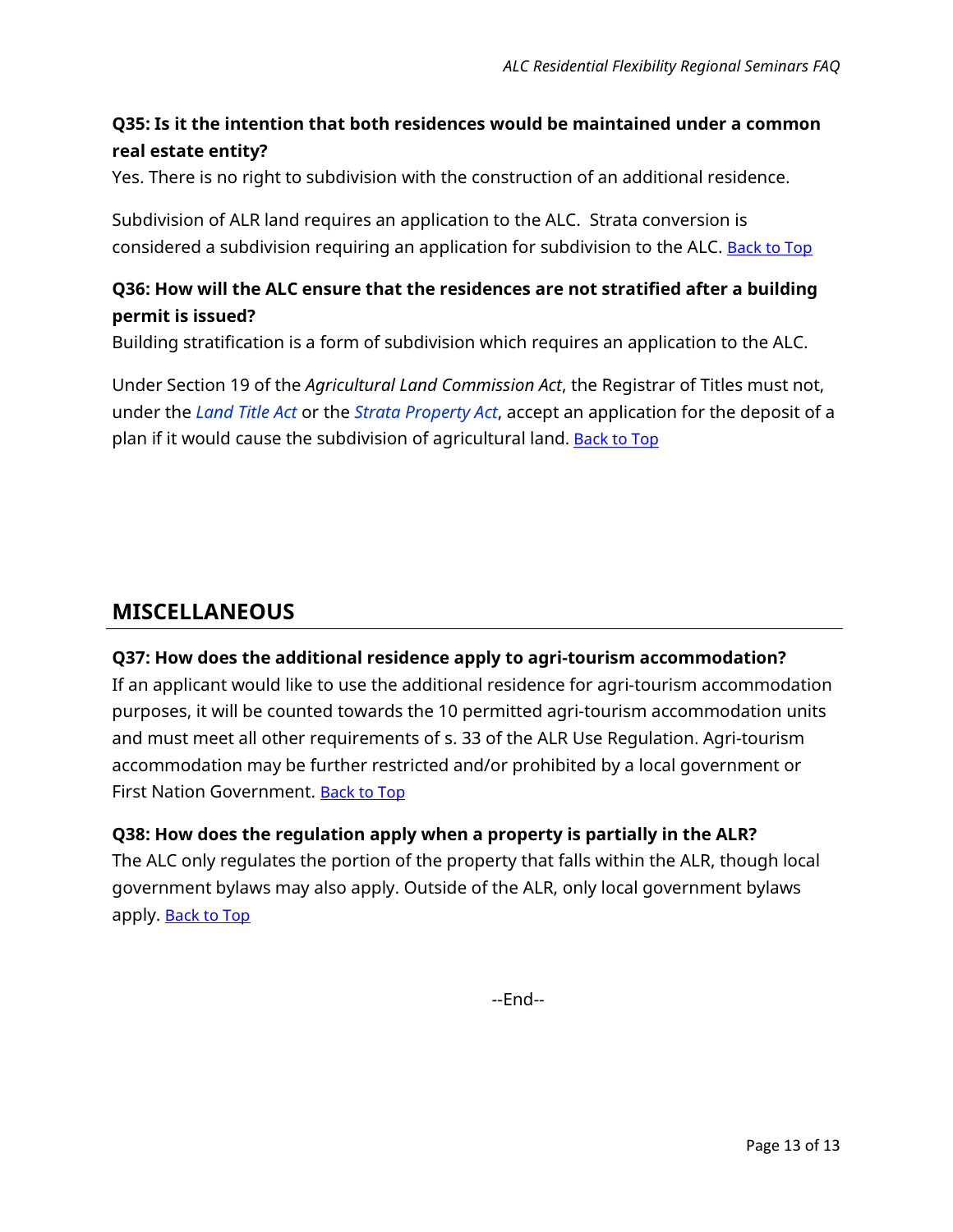**Q35: Is it the intention that both residences would be maintained under a common real estate entity?**

Yes. There is no right to subdivision with the construction of an additional residence.

Subdivision of ALR land requires an application to the ALC. Strata conversion is considered a subdivision requiring an application for subdivision to the ALC. Back to Top

**Q36: How will the ALC ensure that the residences are not stratified after a building permit is issued?**

Building stratification is a form of subdivision which requires an application to the ALC.

Under Section 19 of the *Agricultural Land Commission Act*, the Registrar of Titles must not, under the *Land Title Act* or the *Strata Property Act*, accept an application for the deposit of a plan if it would cause the subdivision of agricultural land. Back to Top

## MISCELLANEOUS

**Q37: How does the additional residence apply to agri-tourism accommodation?**

If an applicant would like to use the additional residence for agri-tourism accommodation purposes, it will be counted towards the 10 permitted agri-tourism accommodation units and must meet all other requirements of s. 33 of the ALR Use Regulation. Agri-tourism accommodation may be further restricted and/or prohibited by a local government or First Nation Government. Back to Top

**Q38: How does the regulation apply when a property is partially in the ALR?**

The ALC only regulates the portion of the property that falls within the ALR, though local government bylaws may also apply. Outside of the ALR, only local government bylaws apply. Back to Top

--End--